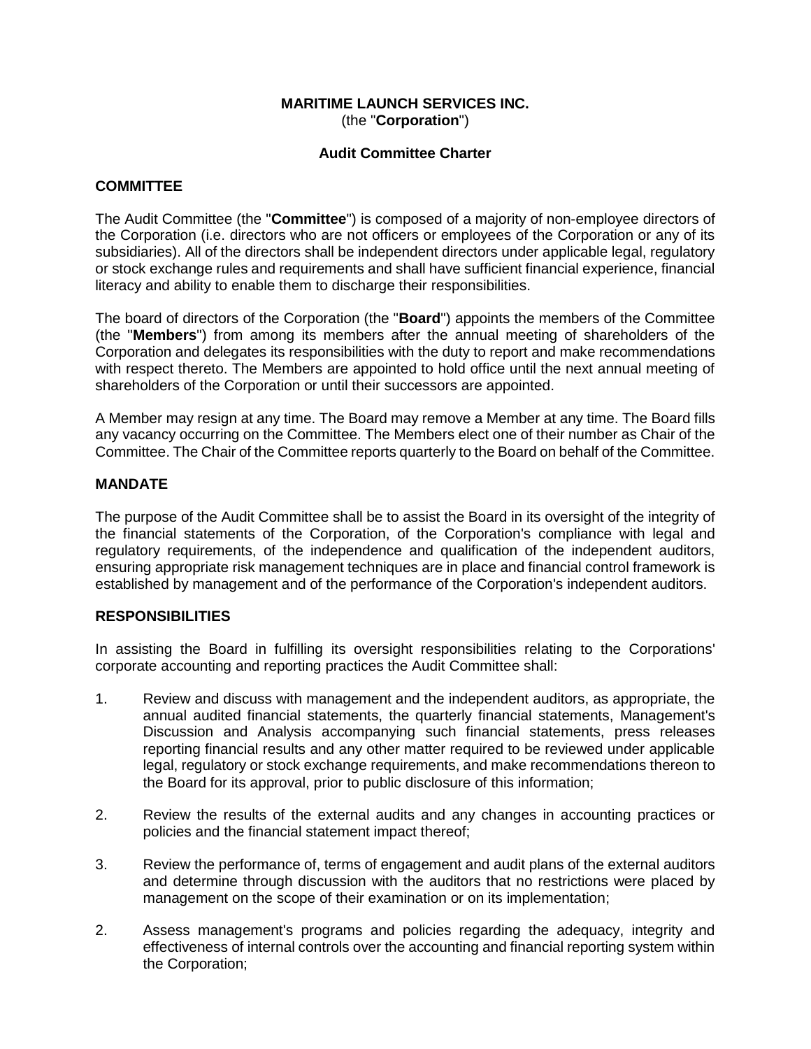**MARITIME LAUNCH SERVICES INC.**
(the "**Corporation**")

**Audit Committee Charter**

## COMMITTEE

The Audit Committee (the "**Committee**") is composed of a majority of non-employee directors of the Corporation (i.e. directors who are not officers or employees of the Corporation or any of its subsidiaries). All of the directors shall be independent directors under applicable legal, regulatory or stock exchange rules and requirements and shall have sufficient financial experience, financial literacy and ability to enable them to discharge their responsibilities.

The board of directors of the Corporation (the "**Board**") appoints the members of the Committee (the "**Members**") from among its members after the annual meeting of shareholders of the Corporation and delegates its responsibilities with the duty to report and make recommendations with respect thereto. The Members are appointed to hold office until the next annual meeting of shareholders of the Corporation or until their successors are appointed.

A Member may resign at any time. The Board may remove a Member at any time. The Board fills any vacancy occurring on the Committee. The Members elect one of their number as Chair of the Committee. The Chair of the Committee reports quarterly to the Board on behalf of the Committee.

## MANDATE

The purpose of the Audit Committee shall be to assist the Board in its oversight of the integrity of the financial statements of the Corporation, of the Corporation's compliance with legal and regulatory requirements, of the independence and qualification of the independent auditors, ensuring appropriate risk management techniques are in place and financial control framework is established by management and of the performance of the Corporation's independent auditors.

## RESPONSIBILITIES

In assisting the Board in fulfilling its oversight responsibilities relating to the Corporations' corporate accounting and reporting practices the Audit Committee shall:

1. Review and discuss with management and the independent auditors, as appropriate, the annual audited financial statements, the quarterly financial statements, Management's Discussion and Analysis accompanying such financial statements, press releases reporting financial results and any other matter required to be reviewed under applicable legal, regulatory or stock exchange requirements, and make recommendations thereon to the Board for its approval, prior to public disclosure of this information;

2. Review the results of the external audits and any changes in accounting practices or policies and the financial statement impact thereof;

3. Review the performance of, terms of engagement and audit plans of the external auditors and determine through discussion with the auditors that no restrictions were placed by management on the scope of their examination or on its implementation;

2. Assess management's programs and policies regarding the adequacy, integrity and effectiveness of internal controls over the accounting and financial reporting system within the Corporation;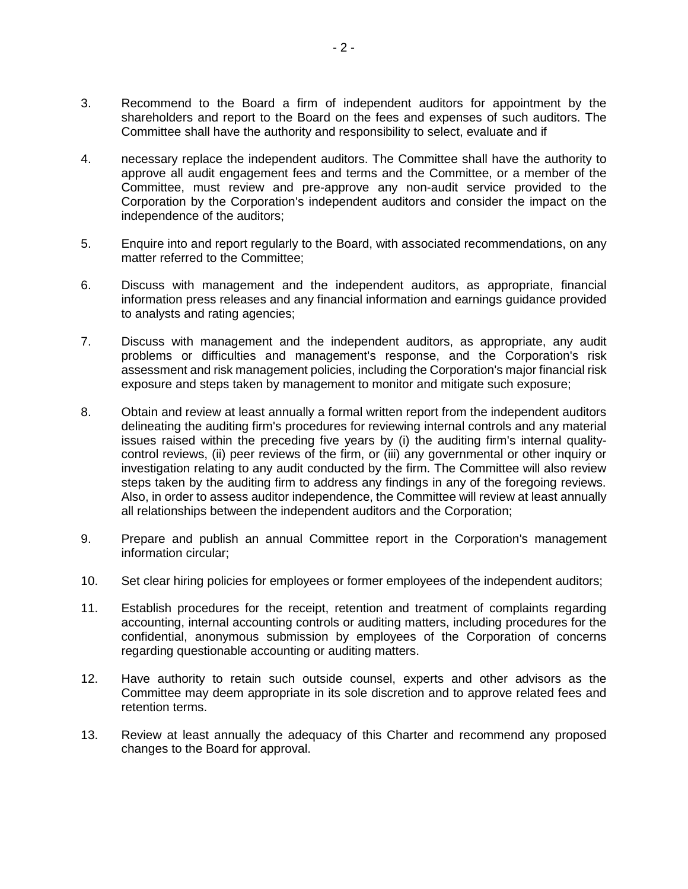3. Recommend to the Board a firm of independent auditors for appointment by the shareholders and report to the Board on the fees and expenses of such auditors. The Committee shall have the authority and responsibility to select, evaluate and if

4. necessary replace the independent auditors. The Committee shall have the authority to approve all audit engagement fees and terms and the Committee, or a member of the Committee, must review and pre-approve any non-audit service provided to the Corporation by the Corporation's independent auditors and consider the impact on the independence of the auditors;

5. Enquire into and report regularly to the Board, with associated recommendations, on any matter referred to the Committee;

6. Discuss with management and the independent auditors, as appropriate, financial information press releases and any financial information and earnings guidance provided to analysts and rating agencies;

7. Discuss with management and the independent auditors, as appropriate, any audit problems or difficulties and management's response, and the Corporation's risk assessment and risk management policies, including the Corporation's major financial risk exposure and steps taken by management to monitor and mitigate such exposure;

8. Obtain and review at least annually a formal written report from the independent auditors delineating the auditing firm's procedures for reviewing internal controls and any material issues raised within the preceding five years by (i) the auditing firm's internal quality-control reviews, (ii) peer reviews of the firm, or (iii) any governmental or other inquiry or investigation relating to any audit conducted by the firm. The Committee will also review steps taken by the auditing firm to address any findings in any of the foregoing reviews. Also, in order to assess auditor independence, the Committee will review at least annually all relationships between the independent auditors and the Corporation;

9. Prepare and publish an annual Committee report in the Corporation's management information circular;

10. Set clear hiring policies for employees or former employees of the independent auditors;

11. Establish procedures for the receipt, retention and treatment of complaints regarding accounting, internal accounting controls or auditing matters, including procedures for the confidential, anonymous submission by employees of the Corporation of concerns regarding questionable accounting or auditing matters.

12. Have authority to retain such outside counsel, experts and other advisors as the Committee may deem appropriate in its sole discretion and to approve related fees and retention terms.

13. Review at least annually the adequacy of this Charter and recommend any proposed changes to the Board for approval.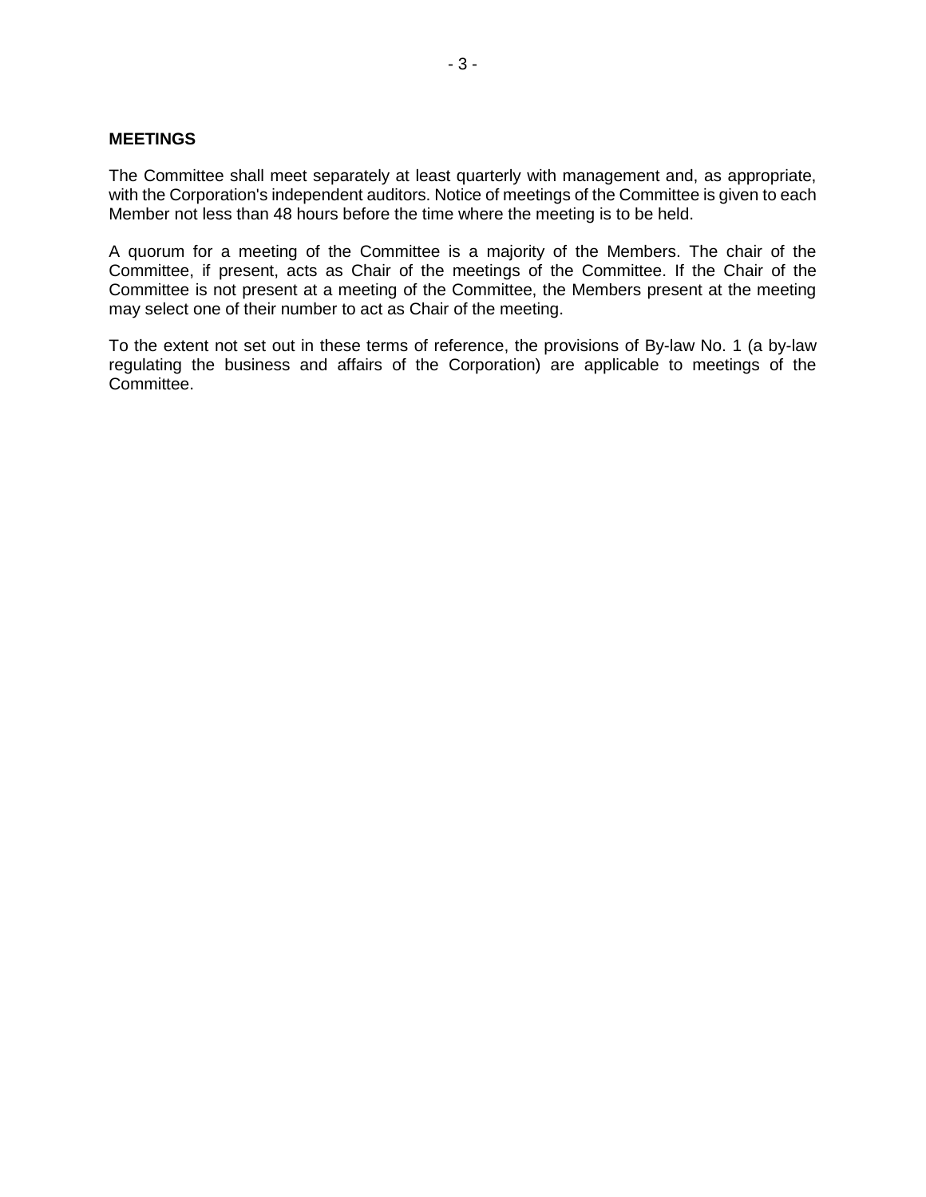## MEETINGS

The Committee shall meet separately at least quarterly with management and, as appropriate, with the Corporation's independent auditors. Notice of meetings of the Committee is given to each Member not less than 48 hours before the time where the meeting is to be held.

A quorum for a meeting of the Committee is a majority of the Members. The chair of the Committee, if present, acts as Chair of the meetings of the Committee. If the Chair of the Committee is not present at a meeting of the Committee, the Members present at the meeting may select one of their number to act as Chair of the meeting.

To the extent not set out in these terms of reference, the provisions of By-law No. 1 (a by-law regulating the business and affairs of the Corporation) are applicable to meetings of the Committee.